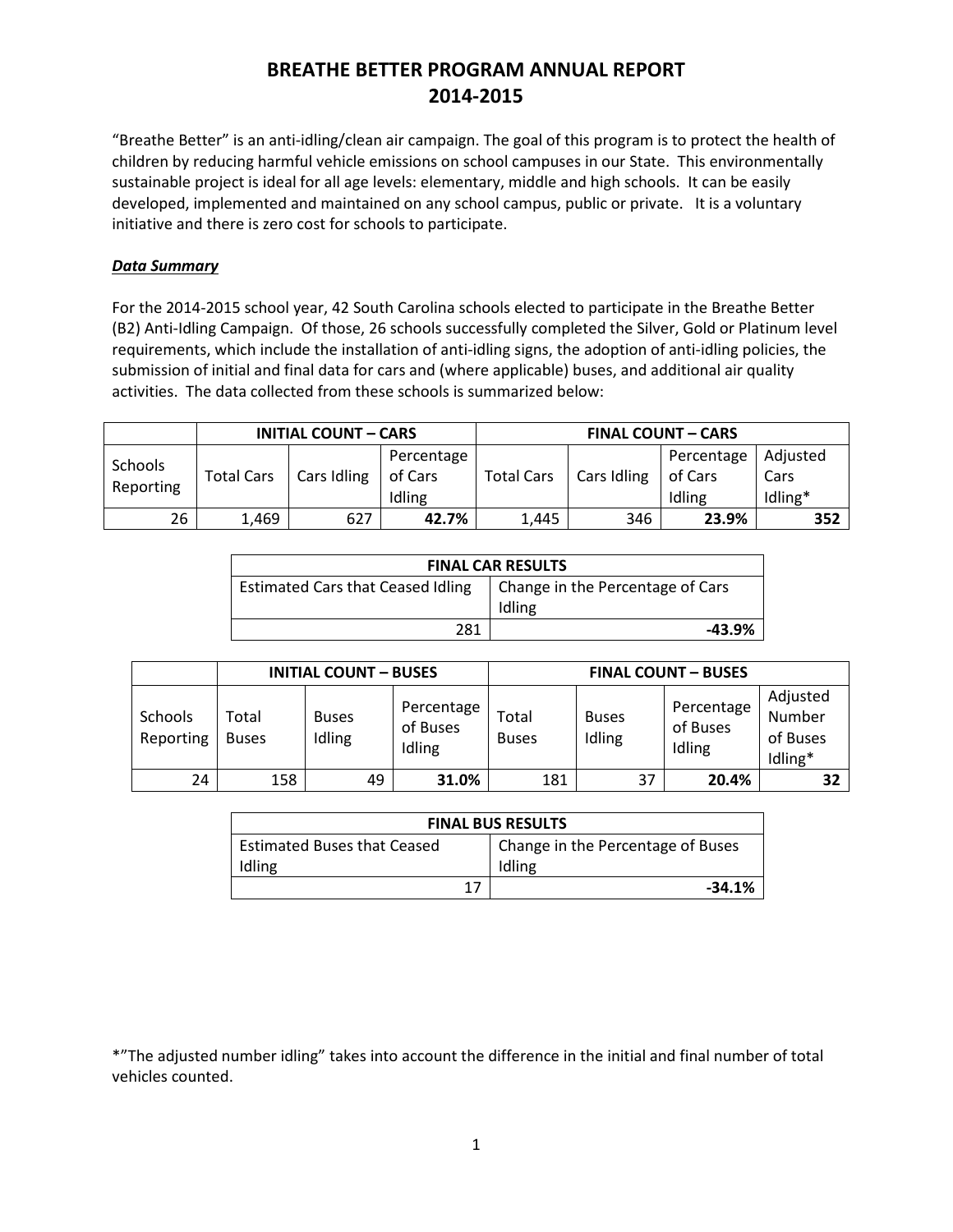# BREATHE BETTER PROGRAM ANNUAL REPORT 2014-2015

"Breathe Better" is an anti-idling/clean air campaign. The goal of this program is to protect the health of children by reducing harmful vehicle emissions on school campuses in our State. This environmentally sustainable project is ideal for all age levels: elementary, middle and high schools. It can be easily developed, implemented and maintained on any school campus, public or private. It is a voluntary initiative and there is zero cost for schools to participate.

***Data Summary***

For the 2014-2015 school year, 42 South Carolina schools elected to participate in the Breathe Better (B2) Anti-Idling Campaign. Of those, 26 schools successfully completed the Silver, Gold or Platinum level requirements, which include the installation of anti-idling signs, the adoption of anti-idling policies, the submission of initial and final data for cars and (where applicable) buses, and additional air quality activities. The data collected from these schools is summarized below:

| | INITIAL COUNT – CARS | | | FINAL COUNT – CARS | | | |
|---|---|---|---|---|---|---|---|
| Schools Reporting | Total Cars | Cars Idling | Percentage of Cars Idling | Total Cars | Cars Idling | Percentage of Cars Idling | Adjusted Cars Idling* |
| 26 | 1,469 | 627 | **42.7%** | 1,445 | 346 | **23.9%** | **352** |

| FINAL CAR RESULTS | |
|---|---|
| Estimated Cars that Ceased Idling | Change in the Percentage of Cars Idling |
| 281 | **-43.9%** |

| | INITIAL COUNT – BUSES | | | FINAL COUNT – BUSES | | | |
|---|---|---|---|---|---|---|---|
| Schools Reporting | Total Buses | Buses Idling | Percentage of Buses Idling | Total Buses | Buses Idling | Percentage of Buses Idling | Adjusted Number of Buses Idling* |
| 24 | 158 | 49 | **31.0%** | 181 | 37 | **20.4%** | **32** |

| FINAL BUS RESULTS | |
|---|---|
| Estimated Buses that Ceased Idling | Change in the Percentage of Buses Idling |
| 17 | **-34.1%** |

*"The adjusted number idling" takes into account the difference in the initial and final number of total vehicles counted.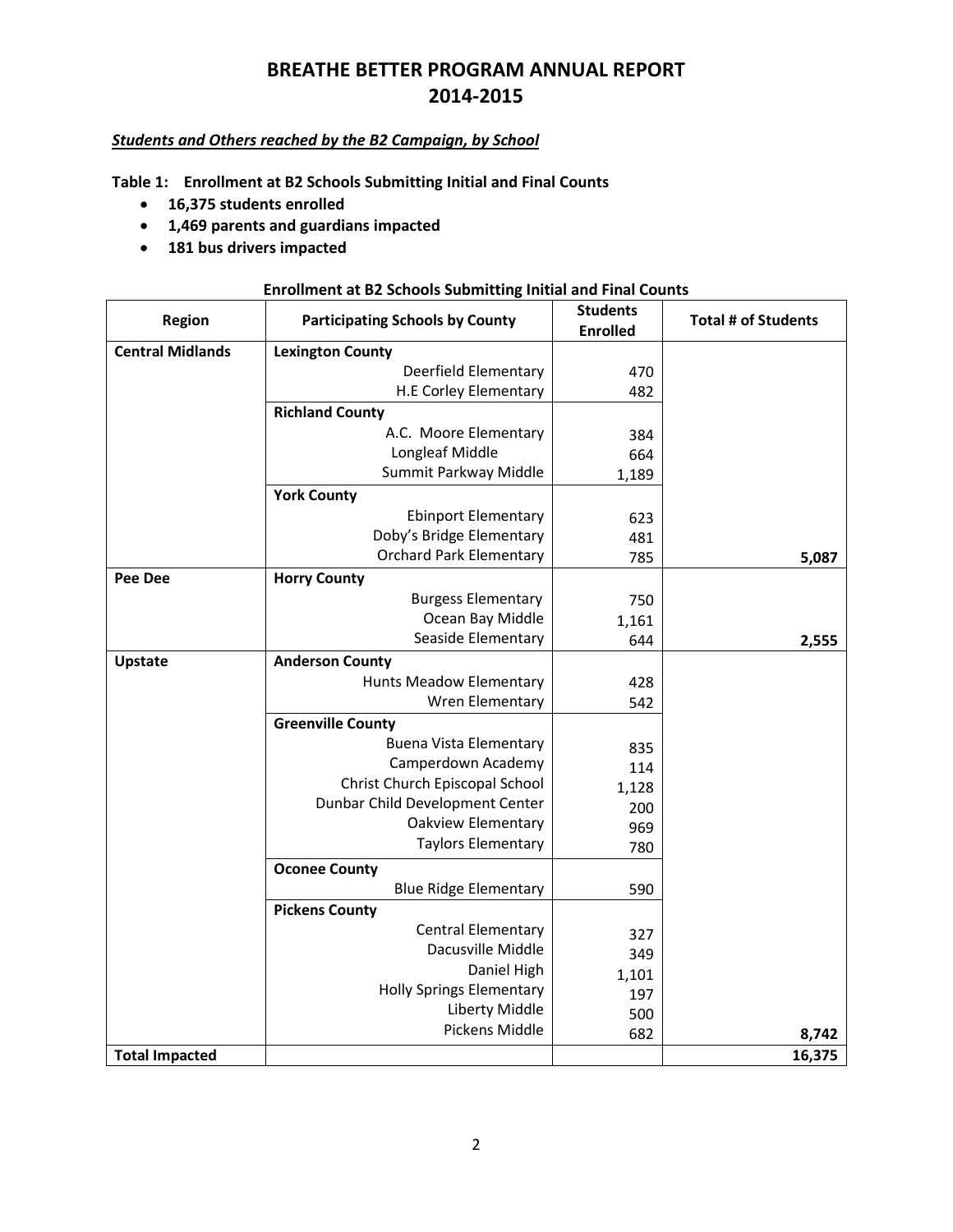# BREATHE BETTER PROGRAM ANNUAL REPORT 2014-2015

***Students and Others reached by the B2 Campaign, by School***

**Table 1: Enrollment at B2 Schools Submitting Initial and Final Counts**

- **16,375 students enrolled**
- **1,469 parents and guardians impacted**
- **181 bus drivers impacted**

**Enrollment at B2 Schools Submitting Initial and Final Counts**

| Region | Participating Schools by County | Students Enrolled | Total # of Students |
|---|---|---|---|
| **Central Midlands** | **Lexington County** | | |
| | Deerfield Elementary | 470 | |
| | H.E Corley Elementary | 482 | |
| | **Richland County** | | |
| | A.C. Moore Elementary | 384 | |
| | Longleaf Middle | 664 | |
| | Summit Parkway Middle | 1,189 | |
| | **York County** | | |
| | Ebinport Elementary | 623 | |
| | Doby's Bridge Elementary | 481 | |
| | Orchard Park Elementary | 785 | **5,087** |
| **Pee Dee** | **Horry County** | | |
| | Burgess Elementary | 750 | |
| | Ocean Bay Middle | 1,161 | |
| | Seaside Elementary | 644 | **2,555** |
| **Upstate** | **Anderson County** | | |
| | Hunts Meadow Elementary | 428 | |
| | Wren Elementary | 542 | |
| | **Greenville County** | | |
| | Buena Vista Elementary | 835 | |
| | Camperdown Academy | 114 | |
| | Christ Church Episcopal School | 1,128 | |
| | Dunbar Child Development Center | 200 | |
| | Oakview Elementary | 969 | |
| | Taylors Elementary | 780 | |
| | **Oconee County** | | |
| | Blue Ridge Elementary | 590 | |
| | **Pickens County** | | |
| | Central Elementary | 327 | |
| | Dacusville Middle | 349 | |
| | Daniel High | 1,101 | |
| | Holly Springs Elementary | 197 | |
| | Liberty Middle | 500 | |
| | Pickens Middle | 682 | **8,742** |
| **Total Impacted** | | | **16,375** |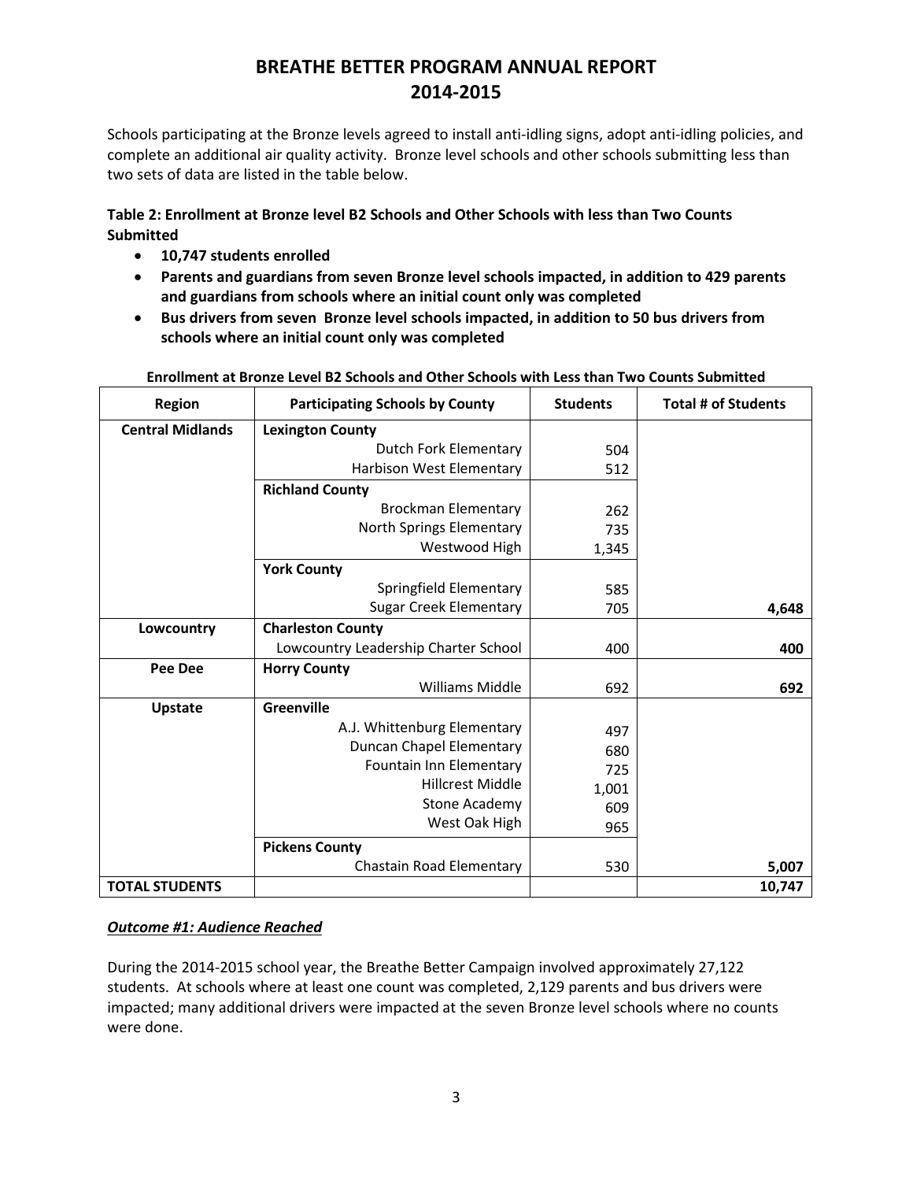# BREATHE BETTER PROGRAM ANNUAL REPORT 2014-2015

Schools participating at the Bronze levels agreed to install anti-idling signs, adopt anti-idling policies, and complete an additional air quality activity. Bronze level schools and other schools submitting less than two sets of data are listed in the table below.

**Table 2: Enrollment at Bronze level B2 Schools and Other Schools with less than Two Counts Submitted**

- **10,747 students enrolled**
- **Parents and guardians from seven Bronze level schools impacted, in addition to 429 parents and guardians from schools where an initial count only was completed**
- **Bus drivers from seven Bronze level schools impacted, in addition to 50 bus drivers from schools where an initial count only was completed**

**Enrollment at Bronze Level B2 Schools and Other Schools with Less than Two Counts Submitted**

| Region | Participating Schools by County | Students | Total # of Students |
|---|---|---|---|
| **Central Midlands** | **Lexington County** | | |
| | Dutch Fork Elementary | 504 | |
| | Harbison West Elementary | 512 | |
| | **Richland County** | | |
| | Brockman Elementary | 262 | |
| | North Springs Elementary | 735 | |
| | Westwood High | 1,345 | |
| | **York County** | | |
| | Springfield Elementary | 585 | |
| | Sugar Creek Elementary | 705 | **4,648** |
| **Lowcountry** | **Charleston County** | | |
| | Lowcountry Leadership Charter School | 400 | **400** |
| **Pee Dee** | **Horry County** | | |
| | Williams Middle | 692 | **692** |
| **Upstate** | **Greenville** | | |
| | A.J. Whittenburg Elementary | 497 | |
| | Duncan Chapel Elementary | 680 | |
| | Fountain Inn Elementary | 725 | |
| | Hillcrest Middle | 1,001 | |
| | Stone Academy | 609 | |
| | West Oak High | 965 | |
| | **Pickens County** | | |
| | Chastain Road Elementary | 530 | **5,007** |
| **TOTAL STUDENTS** | | | **10,747** |

***Outcome #1: Audience Reached***

During the 2014-2015 school year, the Breathe Better Campaign involved approximately 27,122 students. At schools where at least one count was completed, 2,129 parents and bus drivers were impacted; many additional drivers were impacted at the seven Bronze level schools where no counts were done.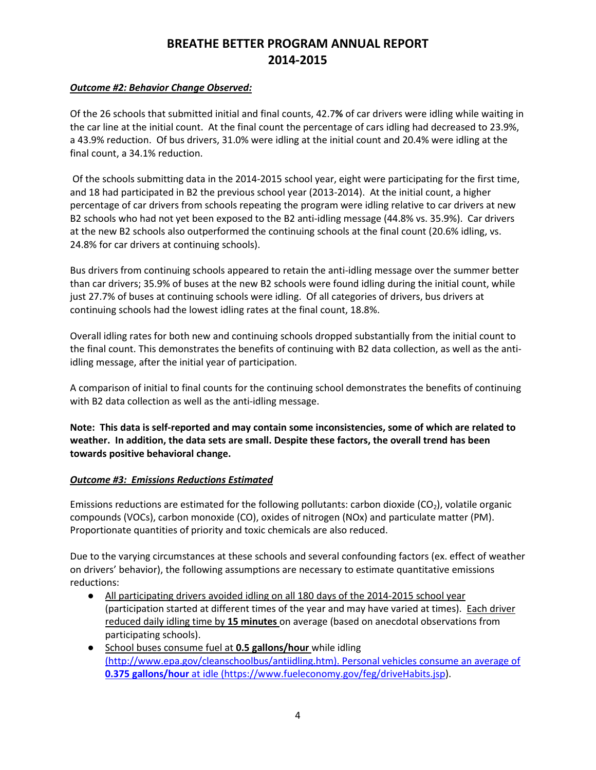# BREATHE BETTER PROGRAM ANNUAL REPORT
# 2014-2015

***Outcome #2: Behavior Change Observed:***

Of the 26 schools that submitted initial and final counts, 42.7**%** of car drivers were idling while waiting in the car line at the initial count. At the final count the percentage of cars idling had decreased to 23.9%, a 43.9% reduction. Of bus drivers, 31.0% were idling at the initial count and 20.4% were idling at the final count, a 34.1% reduction.

Of the schools submitting data in the 2014-2015 school year, eight were participating for the first time, and 18 had participated in B2 the previous school year (2013-2014). At the initial count, a higher percentage of car drivers from schools repeating the program were idling relative to car drivers at new B2 schools who had not yet been exposed to the B2 anti-idling message (44.8% vs. 35.9%). Car drivers at the new B2 schools also outperformed the continuing schools at the final count (20.6% idling, vs. 24.8% for car drivers at continuing schools).

Bus drivers from continuing schools appeared to retain the anti-idling message over the summer better than car drivers; 35.9% of buses at the new B2 schools were found idling during the initial count, while just 27.7% of buses at continuing schools were idling. Of all categories of drivers, bus drivers at continuing schools had the lowest idling rates at the final count, 18.8%.

Overall idling rates for both new and continuing schools dropped substantially from the initial count to the final count. This demonstrates the benefits of continuing with B2 data collection, as well as the anti-idling message, after the initial year of participation.

A comparison of initial to final counts for the continuing school demonstrates the benefits of continuing with B2 data collection as well as the anti-idling message.

**Note: This data is self-reported and may contain some inconsistencies, some of which are related to weather. In addition, the data sets are small. Despite these factors, the overall trend has been towards positive behavioral change.**

***Outcome #3: Emissions Reductions Estimated***

Emissions reductions are estimated for the following pollutants: carbon dioxide ($CO_2$), volatile organic compounds (VOCs), carbon monoxide (CO), oxides of nitrogen (NOx) and particulate matter (PM). Proportionate quantities of priority and toxic chemicals are also reduced.

Due to the varying circumstances at these schools and several confounding factors (ex. effect of weather on drivers' behavior), the following assumptions are necessary to estimate quantitative emissions reductions:

- All participating drivers avoided idling on all 180 days of the 2014-2015 school year (participation started at different times of the year and may have varied at times). Each driver reduced daily idling time by **15 minutes** on average (based on anecdotal observations from participating schools).
- School buses consume fuel at **0.5 gallons/hour** while idling (http://www.epa.gov/cleanschoolbus/antiidling.htm). Personal vehicles consume an average of **0.375 gallons/hour** at idle (https://www.fueleconomy.gov/feg/driveHabits.jsp).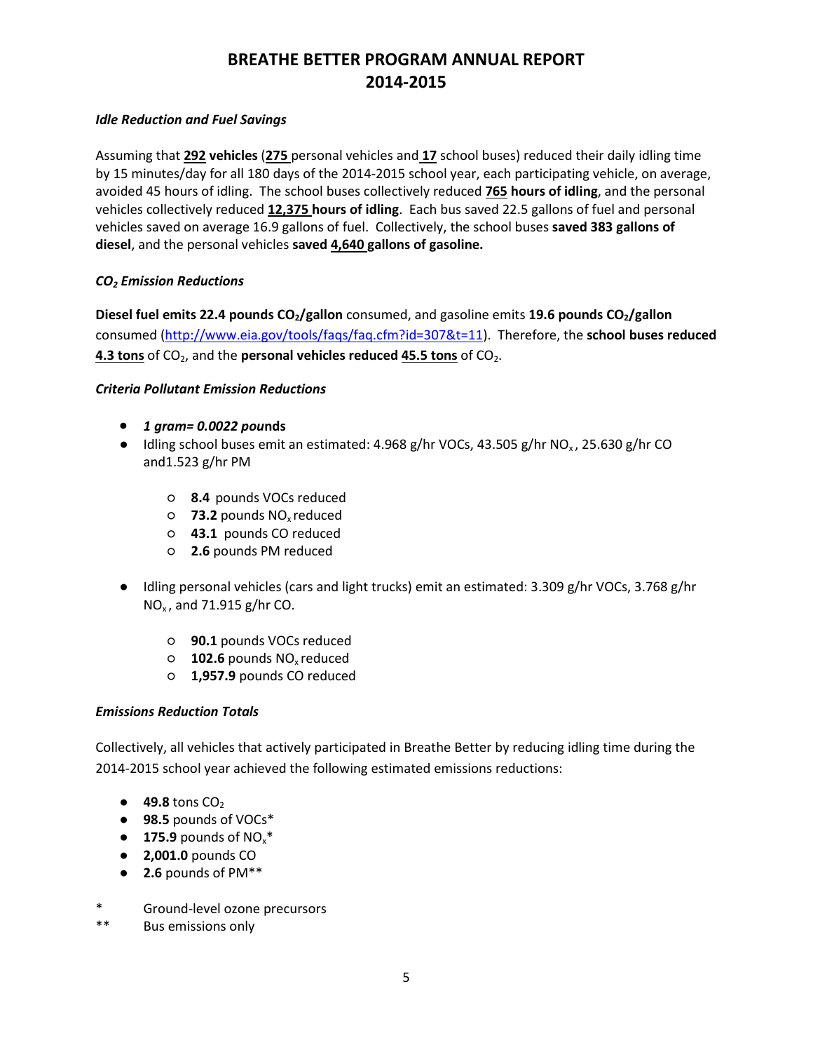# BREATHE BETTER PROGRAM ANNUAL REPORT 2014-2015

### *Idle Reduction and Fuel Savings*

Assuming that **292 vehicles** (**275** personal vehicles and **17** school buses) reduced their daily idling time by 15 minutes/day for all 180 days of the 2014-2015 school year, each participating vehicle, on average, avoided 45 hours of idling. The school buses collectively reduced **765 hours of idling**, and the personal vehicles collectively reduced **12,375 hours of idling**. Each bus saved 22.5 gallons of fuel and personal vehicles saved on average 16.9 gallons of fuel. Collectively, the school buses **saved 383 gallons of diesel**, and the personal vehicles **saved 4,640 gallons of gasoline.**

### *$CO_2$ Emission Reductions*

**Diesel fuel emits 22.4 pounds $CO_2$/gallon** consumed, and gasoline emits **19.6 pounds $CO_2$/gallon** consumed (http://www.eia.gov/tools/faqs/faq.cfm?id=307&t=11). Therefore, the **school buses reduced 4.3 tons** of $CO_2$, and the **personal vehicles reduced 45.5 tons** of $CO_2$.

### *Criteria Pollutant Emission Reductions*

- ***1 gram= 0.0022 pounds***
- Idling school buses emit an estimated: 4.968 g/hr VOCs, 43.505 g/hr $NO_x$, 25.630 g/hr CO and1.523 g/hr PM
  - **8.4** pounds VOCs reduced
  - **73.2** pounds $NO_x$ reduced
  - **43.1** pounds CO reduced
  - **2.6** pounds PM reduced
- Idling personal vehicles (cars and light trucks) emit an estimated: 3.309 g/hr VOCs, 3.768 g/hr $NO_x$, and 71.915 g/hr CO.
  - **90.1** pounds VOCs reduced
  - **102.6** pounds $NO_x$ reduced
  - **1,957.9** pounds CO reduced

### *Emissions Reduction Totals*

Collectively, all vehicles that actively participated in Breathe Better by reducing idling time during the 2014-2015 school year achieved the following estimated emissions reductions:

- **49.8** tons $CO_2$
- **98.5** pounds of VOCs*
- **175.9** pounds of $NO_x$*
- **2,001.0** pounds CO
- **2.6** pounds of PM**

\* Ground-level ozone precursors

\** Bus emissions only